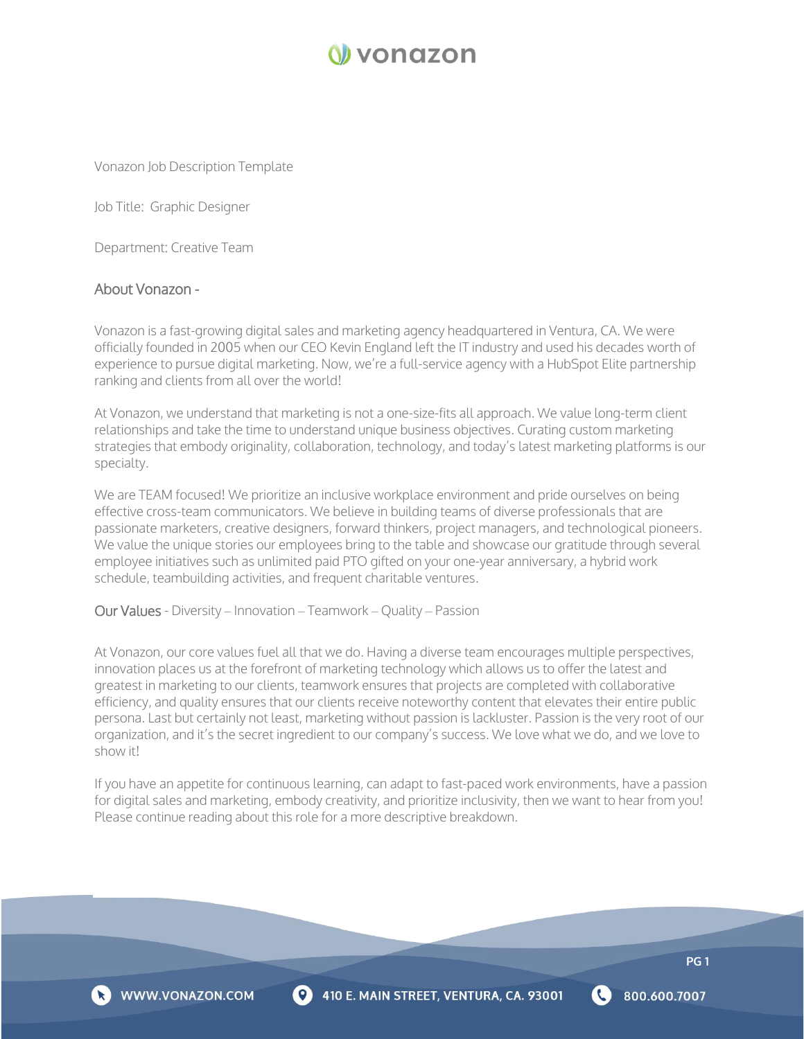Vonazon Job Description Template

Job Title: Graphic Designer

Department: Creative Team

## About Vonazon -

Vonazon is a fast-growing digital sales and marketing agency headquartered in Ventura, CA. We were officially founded in 2005 when our CEO Kevin England left the IT industry and used his decades worth of experience to pursue digital marketing. Now, we're a full-service agency with a HubSpot Elite partnership ranking and clients from all over the world!

At Vonazon, we understand that marketing is not a one-size-fits all approach. We value long-term client relationships and take the time to understand unique business objectives. Curating custom marketing strategies that embody originality, collaboration, technology, and today's latest marketing platforms is our specialty.

We are TEAM focused! We prioritize an inclusive workplace environment and pride ourselves on being effective cross-team communicators. We believe in building teams of diverse professionals that are passionate marketers, creative designers, forward thinkers, project managers, and technological pioneers. We value the unique stories our employees bring to the table and showcase our gratitude through several employee initiatives such as unlimited paid PTO gifted on your one-year anniversary, a hybrid work schedule, teambuilding activities, and frequent charitable ventures.

**Our Values** - Diversity – Innovation – Teamwork – Quality – Passion

At Vonazon, our core values fuel all that we do. Having a diverse team encourages multiple perspectives, innovation places us at the forefront of marketing technology which allows us to offer the latest and greatest in marketing to our clients, teamwork ensures that projects are completed with collaborative efficiency, and quality ensures that our clients receive noteworthy content that elevates their entire public persona. Last but certainly not least, marketing without passion is lackluster. Passion is the very root of our organization, and it's the secret ingredient to our company's success. We love what we do, and we love to show it!

If you have an appetite for continuous learning, can adapt to fast-paced work environments, have a passion for digital sales and marketing, embody creativity, and prioritize inclusivity, then we want to hear from you! Please continue reading about this role for a more descriptive breakdown.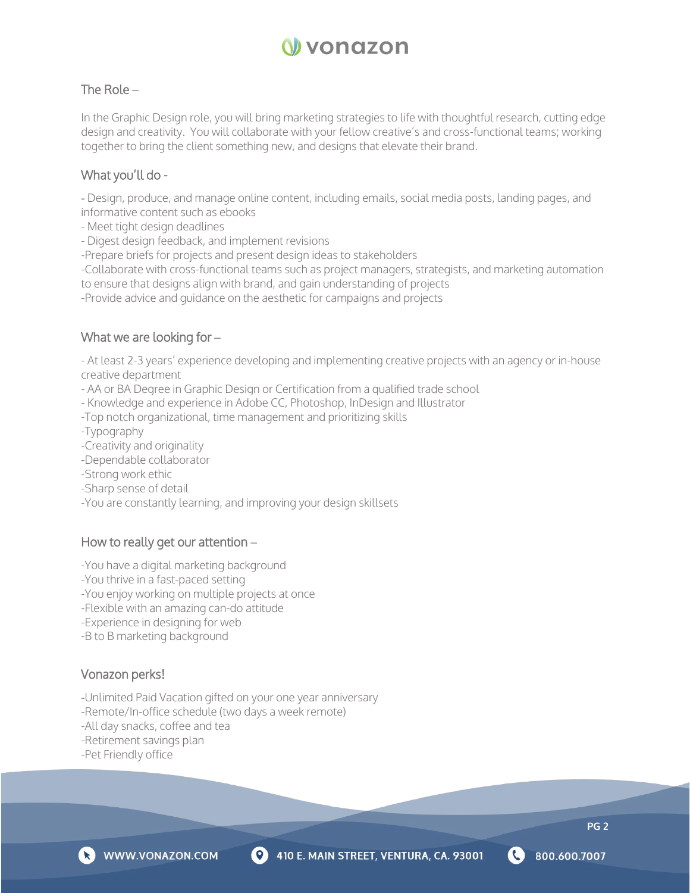## The Role –

In the Graphic Design role, you will bring marketing strategies to life with thoughtful research, cutting edge design and creativity. You will collaborate with your fellow creative's and cross-functional teams; working together to bring the client something new, and designs that elevate their brand.

## What you'll do -

- Design, produce, and manage online content, including emails, social media posts, landing pages, and informative content such as ebooks
- Meet tight design deadlines
- Digest design feedback, and implement revisions
- Prepare briefs for projects and present design ideas to stakeholders
- Collaborate with cross-functional teams such as project managers, strategists, and marketing automation to ensure that designs align with brand, and gain understanding of projects
- Provide advice and guidance on the aesthetic for campaigns and projects

## What we are looking for –

- At least 2-3 years' experience developing and implementing creative projects with an agency or in-house creative department
- AA or BA Degree in Graphic Design or Certification from a qualified trade school
- Knowledge and experience in Adobe CC, Photoshop, InDesign and Illustrator
- Top notch organizational, time management and prioritizing skills
- Typography
- Creativity and originality
- Dependable collaborator
- Strong work ethic
- Sharp sense of detail
- You are constantly learning, and improving your design skillsets

## How to really get our attention –

- You have a digital marketing background
- You thrive in a fast-paced setting
- You enjoy working on multiple projects at once
- Flexible with an amazing can-do attitude
- Experience in designing for web
- B to B marketing background

## Vonazon perks!

- Unlimited Paid Vacation gifted on your one year anniversary
- Remote/In-office schedule (two days a week remote)
- All day snacks, coffee and tea
- Retirement savings plan
- Pet Friendly office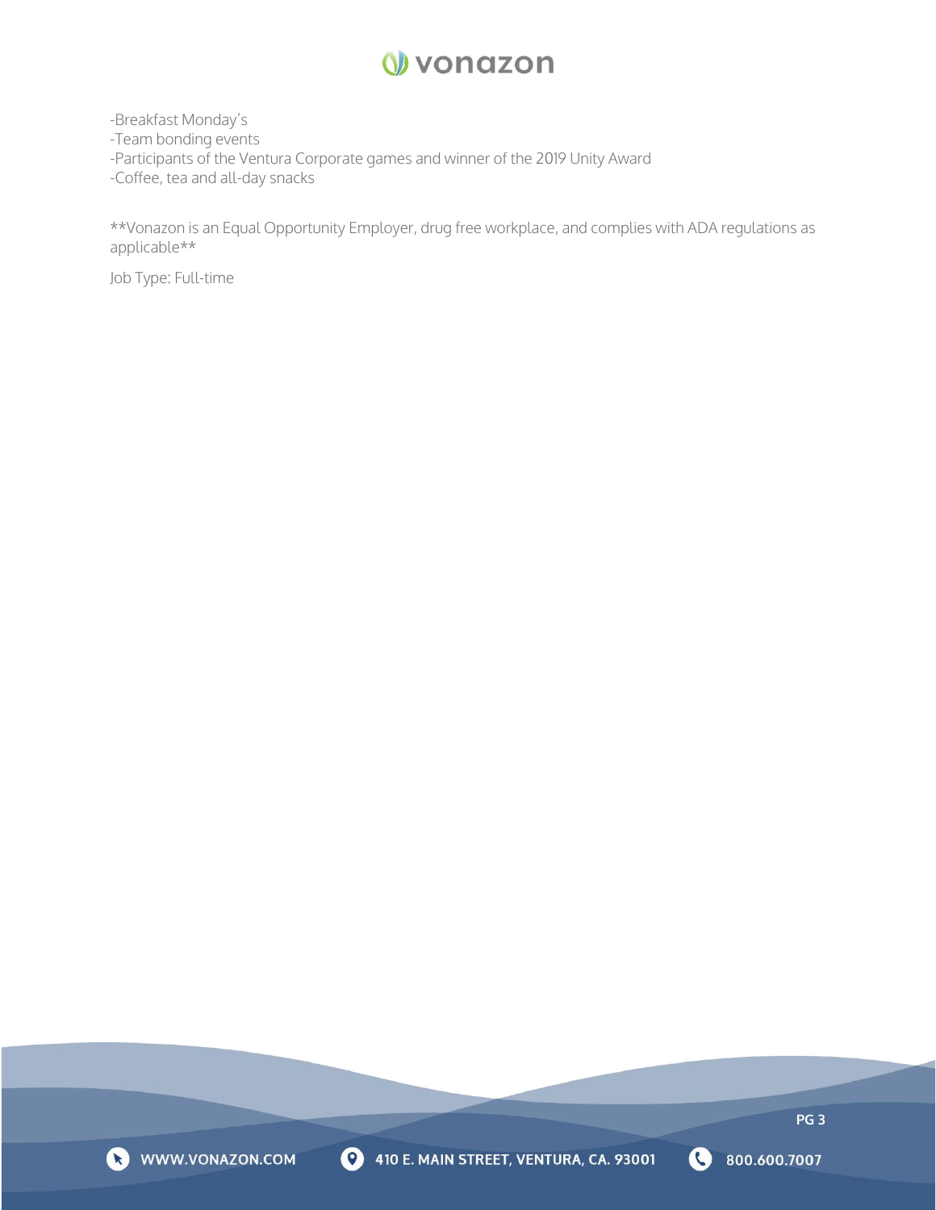-Breakfast Monday's
-Team bonding events
-Participants of the Ventura Corporate games and winner of the 2019 Unity Award
-Coffee, tea and all-day snacks

**Vonazon is an Equal Opportunity Employer, drug free workplace, and complies with ADA regulations as applicable**

Job Type: Full-time